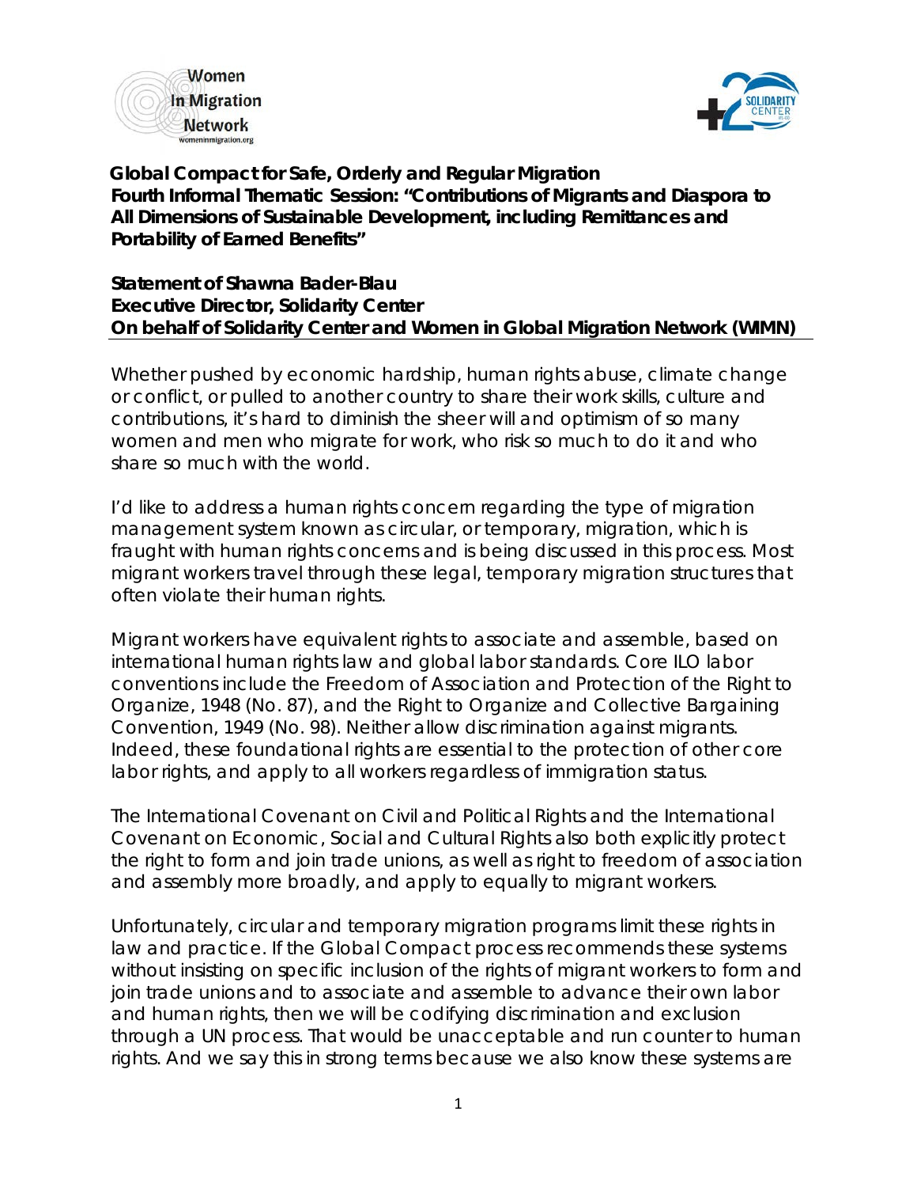**Global Compact for Safe, Orderly and Regular Migration**
**Fourth Informal Thematic Session: "Contributions of Migrants and Diaspora to All Dimensions of Sustainable Development, including Remittances and Portability of Earned Benefits"**

**Statement of Shawna Bader-Blau**
**Executive Director, Solidarity Center**
**On behalf of Solidarity Center and Women in Global Migration Network (WIMN)**

---

Whether pushed by economic hardship, human rights abuse, climate change or conflict, or pulled to another country to share their work skills, culture and contributions, it's hard to diminish the sheer will and optimism of so many women and men who migrate for work, who risk so much to do it and who share so much with the world.

I'd like to address a human rights concern regarding the type of migration management system known as circular, or temporary, migration, which is fraught with human rights concerns and is being discussed in this process. Most migrant workers travel through these legal, temporary migration structures that often violate their human rights.

Migrant workers have equivalent rights to associate and assemble, based on international human rights law and global labor standards. Core ILO labor conventions include the Freedom of Association and Protection of the Right to Organize, 1948 (No. 87), and the Right to Organize and Collective Bargaining Convention, 1949 (No. 98). Neither allow discrimination against migrants. Indeed, these foundational rights are essential to the protection of other core labor rights, and apply to all workers regardless of immigration status.

The International Covenant on Civil and Political Rights and the International Covenant on Economic, Social and Cultural Rights also both explicitly protect the right to form and join trade unions, as well as right to freedom of association and assembly more broadly, and apply to equally to migrant workers.

Unfortunately, circular and temporary migration programs limit these rights in law and practice. If the Global Compact process recommends these systems without insisting on specific inclusion of the rights of migrant workers to form and join trade unions and to associate and assemble to advance their own labor and human rights, then we will be codifying discrimination and exclusion through a UN process. That would be unacceptable and run counter to human rights. And we say this in strong terms because we also know these systems are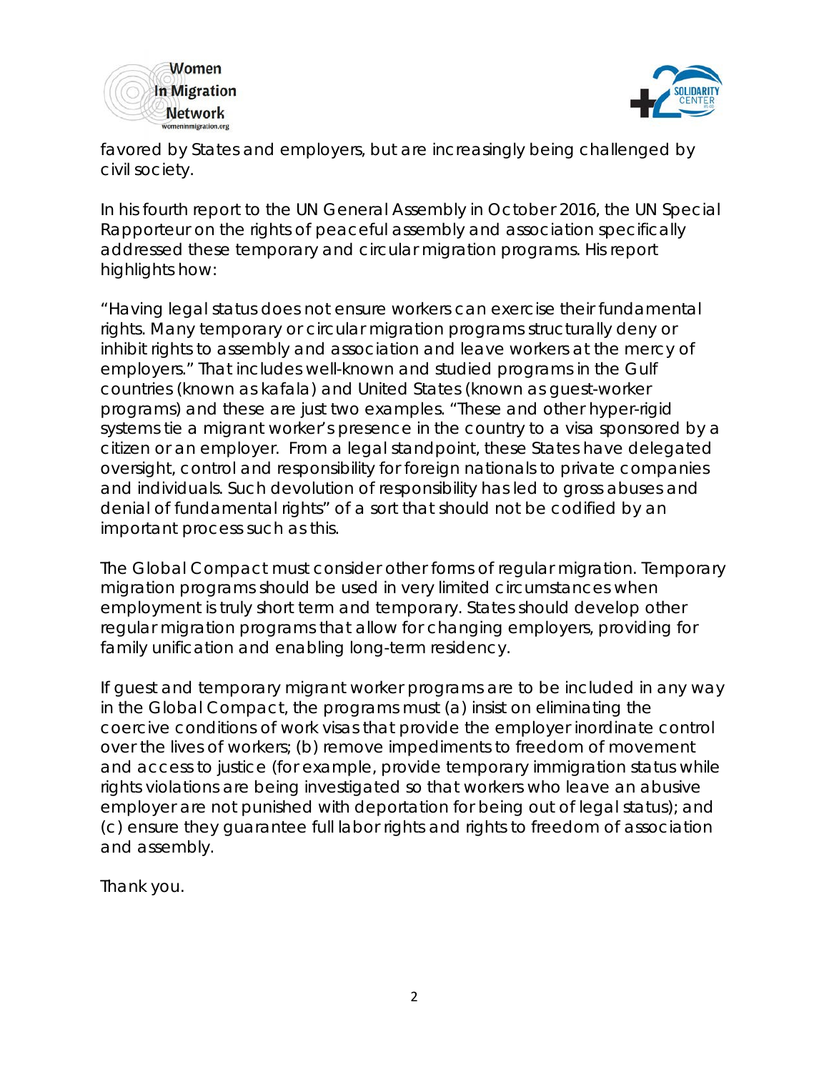favored by States and employers, but are increasingly being challenged by civil society.

In his fourth report to the UN General Assembly in October 2016, the UN Special Rapporteur on the rights of peaceful assembly and association specifically addressed these temporary and circular migration programs. His report highlights how:

"Having legal status does not ensure workers can exercise their fundamental rights. Many temporary or circular migration programs structurally deny or inhibit rights to assembly and association and leave workers at the mercy of employers." That includes well-known and studied programs in the Gulf countries (known as kafala) and United States (known as guest-worker programs) and these are just two examples. "These and other hyper-rigid systems tie a migrant worker's presence in the country to a visa sponsored by a citizen or an employer. From a legal standpoint, these States have delegated oversight, control and responsibility for foreign nationals to private companies and individuals. Such devolution of responsibility has led to gross abuses and denial of fundamental rights" of a sort that should not be codified by an important process such as this.

The Global Compact must consider other forms of regular migration. Temporary migration programs should be used in very limited circumstances when employment is truly short term and temporary. States should develop other regular migration programs that allow for changing employers, providing for family unification and enabling long-term residency.

If guest and temporary migrant worker programs are to be included in any way in the Global Compact, the programs must (a) insist on eliminating the coercive conditions of work visas that provide the employer inordinate control over the lives of workers; (b) remove impediments to freedom of movement and access to justice (for example, provide temporary immigration status while rights violations are being investigated so that workers who leave an abusive employer are not punished with deportation for being out of legal status); and (c) ensure they guarantee full labor rights and rights to freedom of association and assembly.

Thank you.